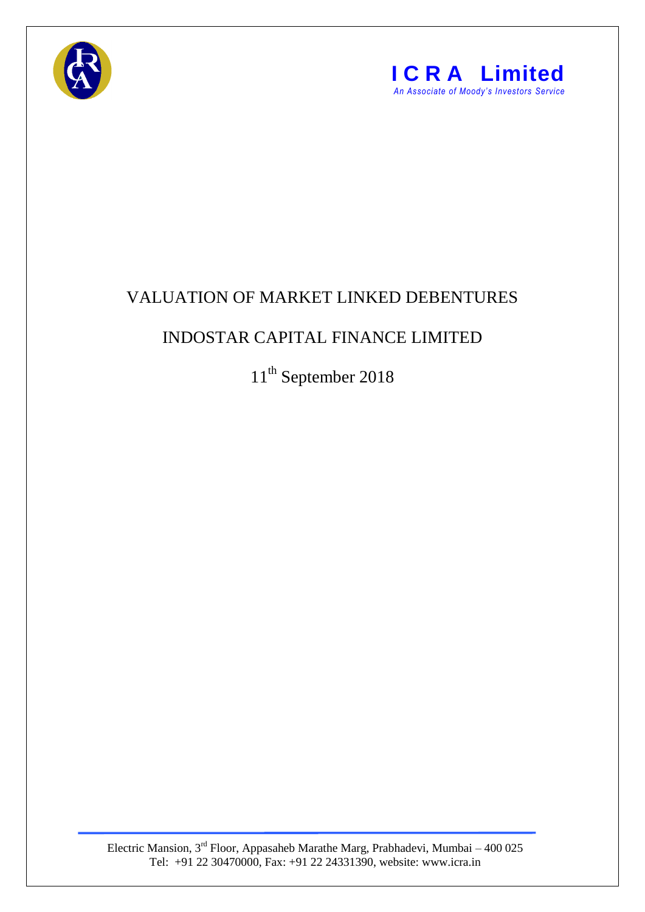**I C R A Limited**
*An Associate of Moody's Investors Service*

# VALUATION OF MARKET LINKED DEBENTURES

# INDOSTAR CAPITAL FINANCE LIMITED

11th September 2018

Electric Mansion, 3rd Floor, Appasaheb Marathe Marg, Prabhadevi, Mumbai – 400 025
Tel: +91 22 30470000, Fax: +91 22 24331390, website: www.icra.in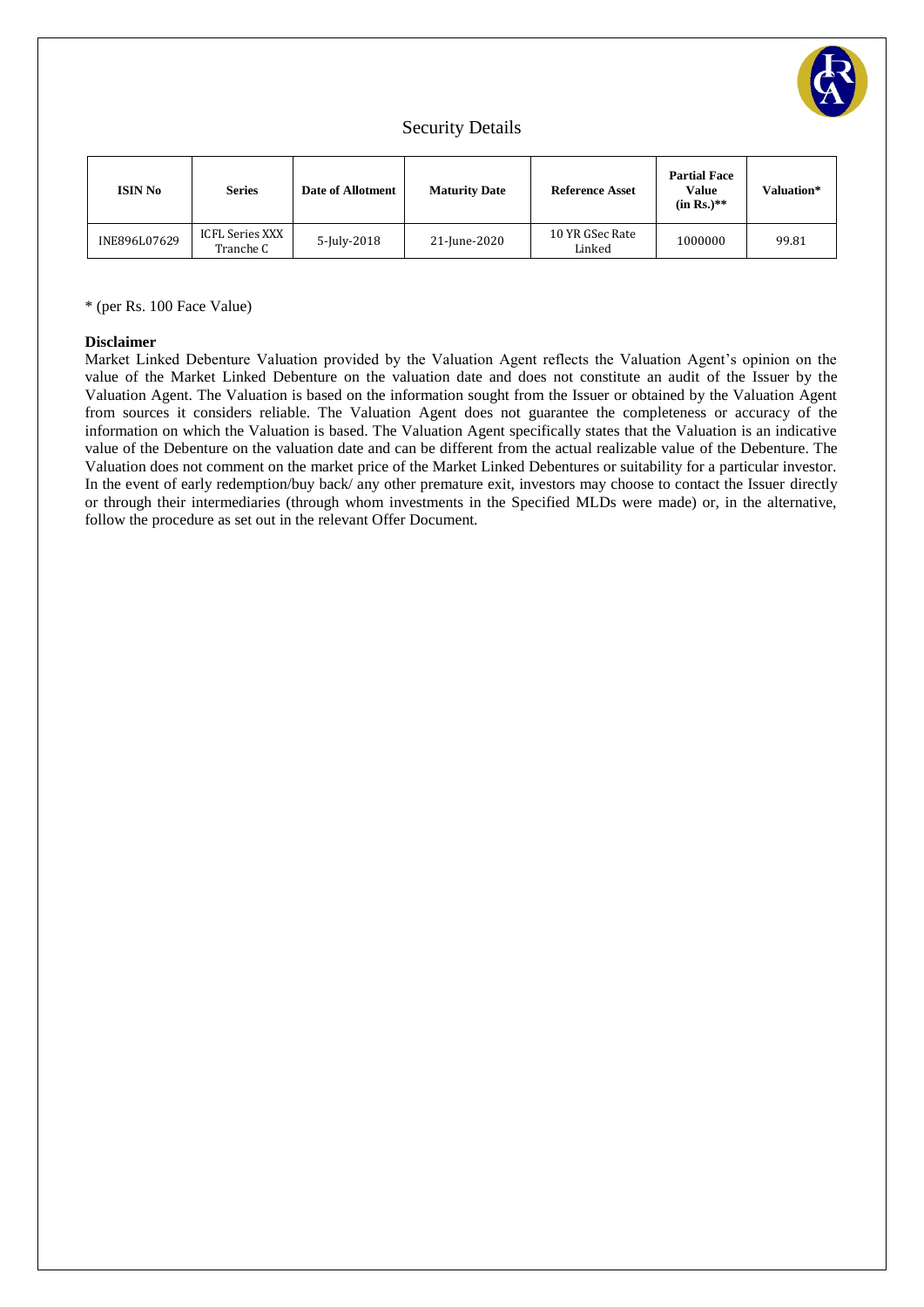## Security Details

| ISIN No | Series | Date of Allotment | Maturity Date | Reference Asset | Partial Face Value (in Rs.)** | Valuation* |
|---|---|---|---|---|---|---|
| INE896L07629 | ICFL Series XXX Tranche C | 5-July-2018 | 21-June-2020 | 10 YR GSec Rate Linked | 1000000 | 99.81 |

* (per Rs. 100 Face Value)

**Disclaimer**

Market Linked Debenture Valuation provided by the Valuation Agent reflects the Valuation Agent's opinion on the value of the Market Linked Debenture on the valuation date and does not constitute an audit of the Issuer by the Valuation Agent. The Valuation is based on the information sought from the Issuer or obtained by the Valuation Agent from sources it considers reliable. The Valuation Agent does not guarantee the completeness or accuracy of the information on which the Valuation is based. The Valuation Agent specifically states that the Valuation is an indicative value of the Debenture on the valuation date and can be different from the actual realizable value of the Debenture. The Valuation does not comment on the market price of the Market Linked Debentures or suitability for a particular investor. In the event of early redemption/buy back/ any other premature exit, investors may choose to contact the Issuer directly or through their intermediaries (through whom investments in the Specified MLDs were made) or, in the alternative, follow the procedure as set out in the relevant Offer Document.